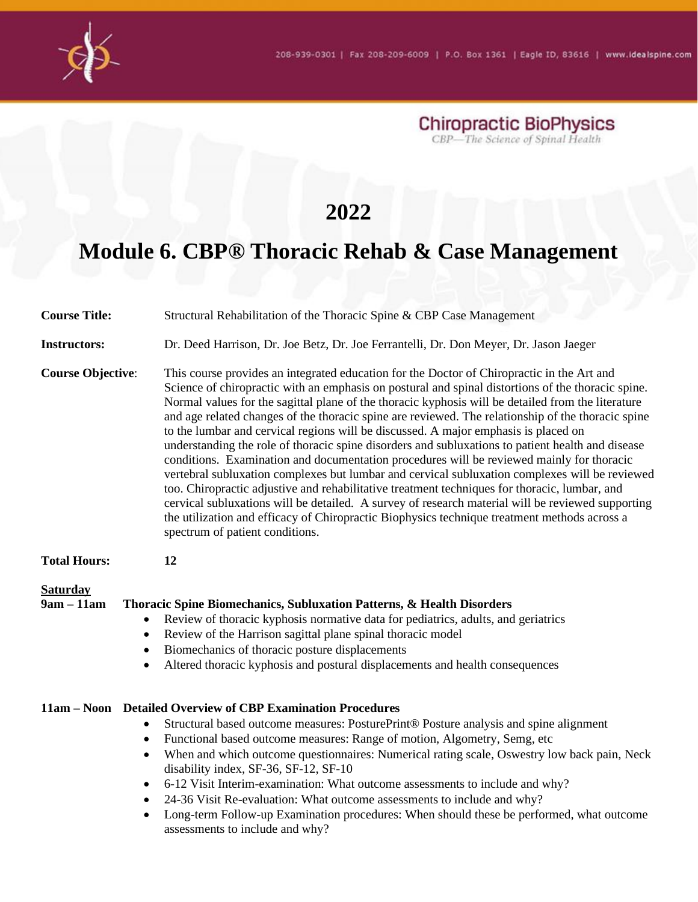208-939-0301 | Fax 208-209-6009 | P.O. Box 1361 | Eagle ID, 83616 | www.idealspine.com

**Chiropractic BioPhysics**
*CBP—The Science of Spinal Health*

# 2022

# Module 6. CBP® Thoracic Rehab & Case Management

**Course Title:** Structural Rehabilitation of the Thoracic Spine & CBP Case Management

**Instructors:** Dr. Deed Harrison, Dr. Joe Betz, Dr. Joe Ferrantelli, Dr. Don Meyer, Dr. Jason Jaeger

**Course Objective**: This course provides an integrated education for the Doctor of Chiropractic in the Art and Science of chiropractic with an emphasis on postural and spinal distortions of the thoracic spine. Normal values for the sagittal plane of the thoracic kyphosis will be detailed from the literature and age related changes of the thoracic spine are reviewed. The relationship of the thoracic spine to the lumbar and cervical regions will be discussed. A major emphasis is placed on understanding the role of thoracic spine disorders and subluxations to patient health and disease conditions. Examination and documentation procedures will be reviewed mainly for thoracic vertebral subluxation complexes but lumbar and cervical subluxation complexes will be reviewed too. Chiropractic adjustive and rehabilitative treatment techniques for thoracic, lumbar, and cervical subluxations will be detailed. A survey of research material will be reviewed supporting the utilization and efficacy of Chiropractic Biophysics technique treatment methods across a spectrum of patient conditions.

**Total Hours:** **12**

**Saturday**

**9am – 11am Thoracic Spine Biomechanics, Subluxation Patterns, & Health Disorders**

- Review of thoracic kyphosis normative data for pediatrics, adults, and geriatrics
- Review of the Harrison sagittal plane spinal thoracic model
- Biomechanics of thoracic posture displacements
- Altered thoracic kyphosis and postural displacements and health consequences

**11am – Noon Detailed Overview of CBP Examination Procedures**

- Structural based outcome measures: PosturePrint® Posture analysis and spine alignment
- Functional based outcome measures: Range of motion, Algometry, Semg, etc
- When and which outcome questionnaires: Numerical rating scale, Oswestry low back pain, Neck disability index, SF-36, SF-12, SF-10
- 6-12 Visit Interim-examination: What outcome assessments to include and why?
- 24-36 Visit Re-evaluation: What outcome assessments to include and why?
- Long-term Follow-up Examination procedures: When should these be performed, what outcome assessments to include and why?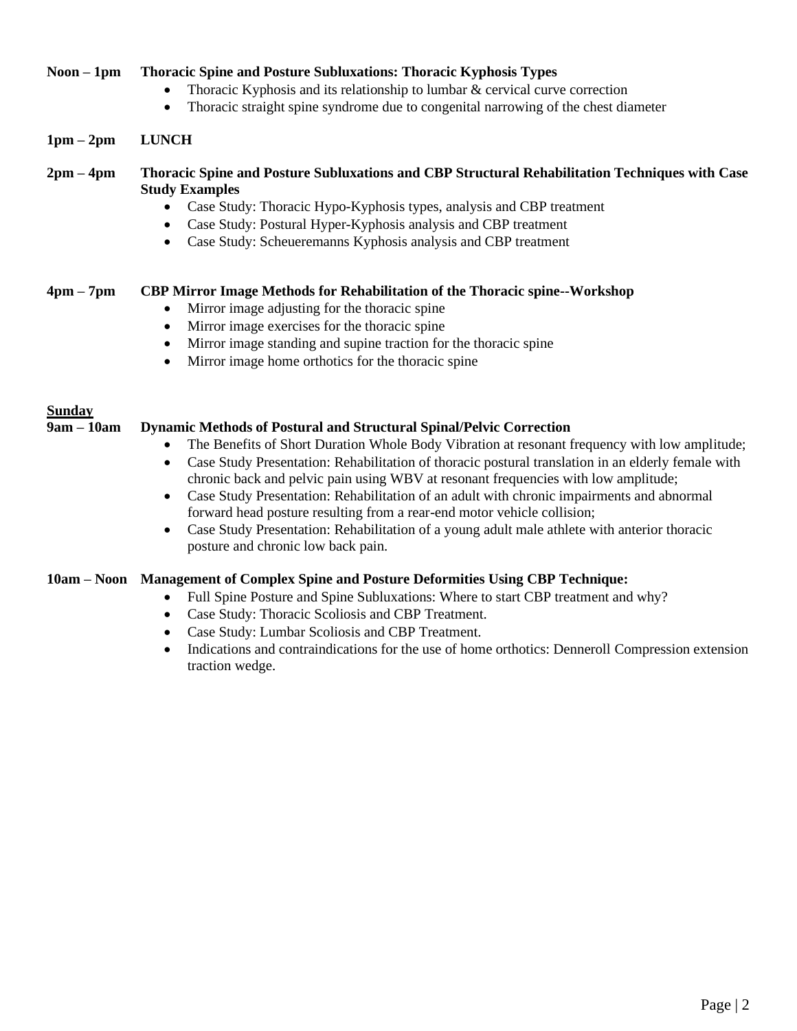**Noon – 1pm** **Thoracic Spine and Posture Subluxations: Thoracic Kyphosis Types**

- Thoracic Kyphosis and its relationship to lumbar & cervical curve correction
- Thoracic straight spine syndrome due to congenital narrowing of the chest diameter

**1pm – 2pm** **LUNCH**

**2pm – 4pm** **Thoracic Spine and Posture Subluxations and CBP Structural Rehabilitation Techniques with Case Study Examples**

- Case Study: Thoracic Hypo-Kyphosis types, analysis and CBP treatment
- Case Study: Postural Hyper-Kyphosis analysis and CBP treatment
- Case Study: Scheueremanns Kyphosis analysis and CBP treatment

**4pm – 7pm** **CBP Mirror Image Methods for Rehabilitation of the Thoracic spine--Workshop**

- Mirror image adjusting for the thoracic spine
- Mirror image exercises for the thoracic spine
- Mirror image standing and supine traction for the thoracic spine
- Mirror image home orthotics for the thoracic spine

**Sunday**

**9am – 10am** **Dynamic Methods of Postural and Structural Spinal/Pelvic Correction**

- The Benefits of Short Duration Whole Body Vibration at resonant frequency with low amplitude;
- Case Study Presentation: Rehabilitation of thoracic postural translation in an elderly female with chronic back and pelvic pain using WBV at resonant frequencies with low amplitude;
- Case Study Presentation: Rehabilitation of an adult with chronic impairments and abnormal forward head posture resulting from a rear-end motor vehicle collision;
- Case Study Presentation: Rehabilitation of a young adult male athlete with anterior thoracic posture and chronic low back pain.

**10am – Noon** **Management of Complex Spine and Posture Deformities Using CBP Technique:**

- Full Spine Posture and Spine Subluxations: Where to start CBP treatment and why?
- Case Study: Thoracic Scoliosis and CBP Treatment.
- Case Study: Lumbar Scoliosis and CBP Treatment.
- Indications and contraindications for the use of home orthotics: Denneroll Compression extension traction wedge.